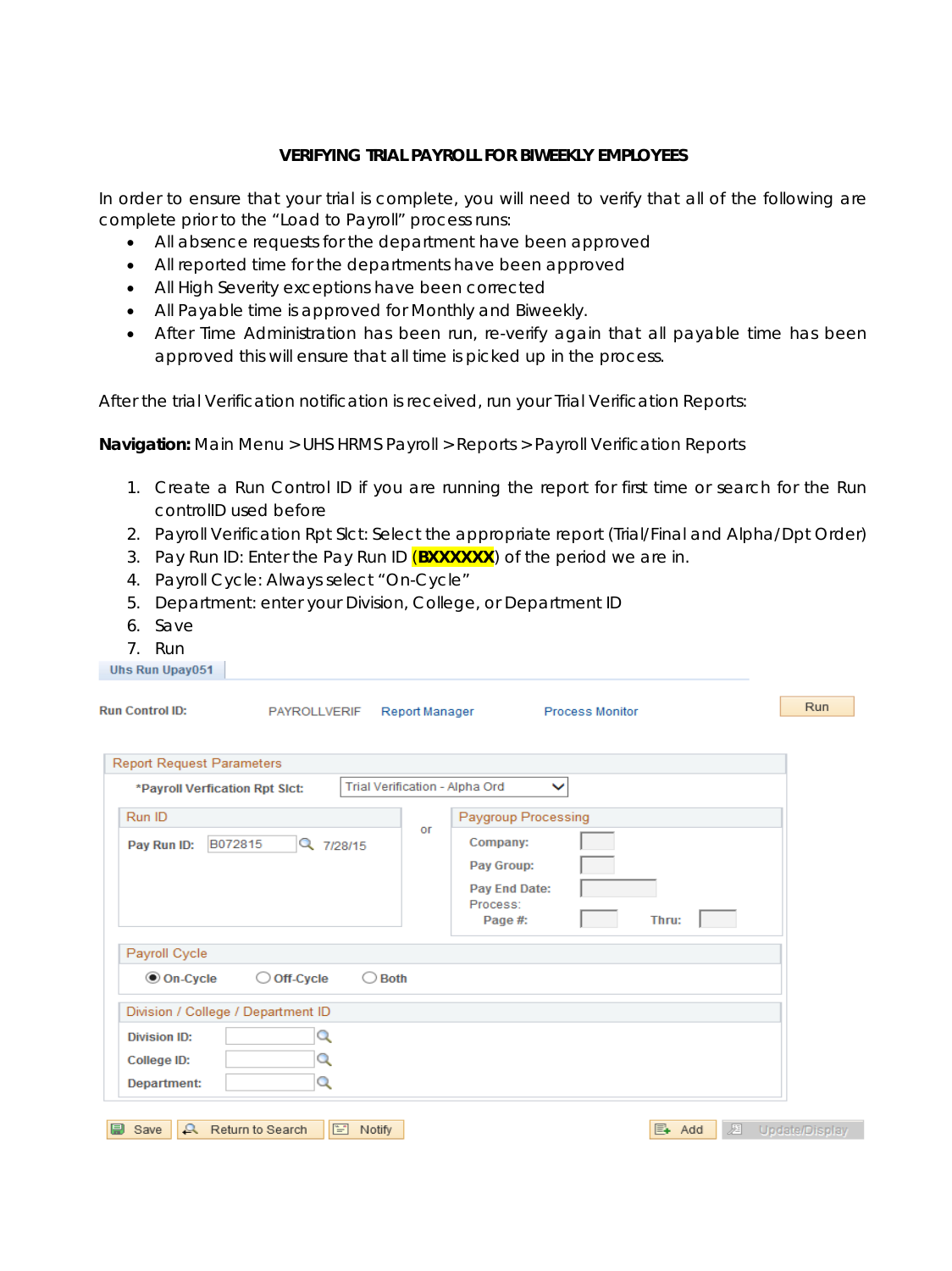# VERIFYING TRIAL PAYROLL FOR BIWEEKLY EMPLOYEES

In order to ensure that your trial is complete, you will need to verify that all of the following are complete prior to the "Load to Payroll" process runs:

- All absence requests for the department have been approved
- All reported time for the departments have been approved
- All High Severity exceptions have been corrected
- All Payable time is approved for Monthly and Biweekly.
- After Time Administration has been run, re-verify again that all payable time has been approved this will ensure that all time is picked up in the process.

After the trial Verification notification is received, run your Trial Verification Reports:

**Navigation:** Main Menu > UHS HRMS Payroll > Reports > Payroll Verification Reports

1. Create a Run Control ID if you are running the report for first time or search for the Run controlID used before
2. Payroll Verification Rpt Slct: Select the appropriate report (Trial/Final and Alpha/Dpt Order)
3. Pay Run ID: Enter the Pay Run ID (**BXXXXXX**) of the period we are in.
4. Payroll Cycle: Always select "On-Cycle"
5. Department: enter your Division, College, or Department ID
6. Save
7. Run

Uhs Run Upay051

Run Control ID: PAYROLLVERIF    Report Manager    Process Monitor    Run

Report Request Parameters

*Payroll Verfication Rpt Slct: Trial Verification - Alpha Ord

Run ID
Pay Run ID: B072815 7/28/15

or

Paygroup Processing
Company:
Pay Group:
Pay End Date:
Process:
Page #:    Thru:

Payroll Cycle
(•) On-Cycle    ( ) Off-Cycle    ( ) Both

Division / College / Department ID
Division ID:
College ID:
Department:

Save    Return to Search    Notify    Add    Update/Display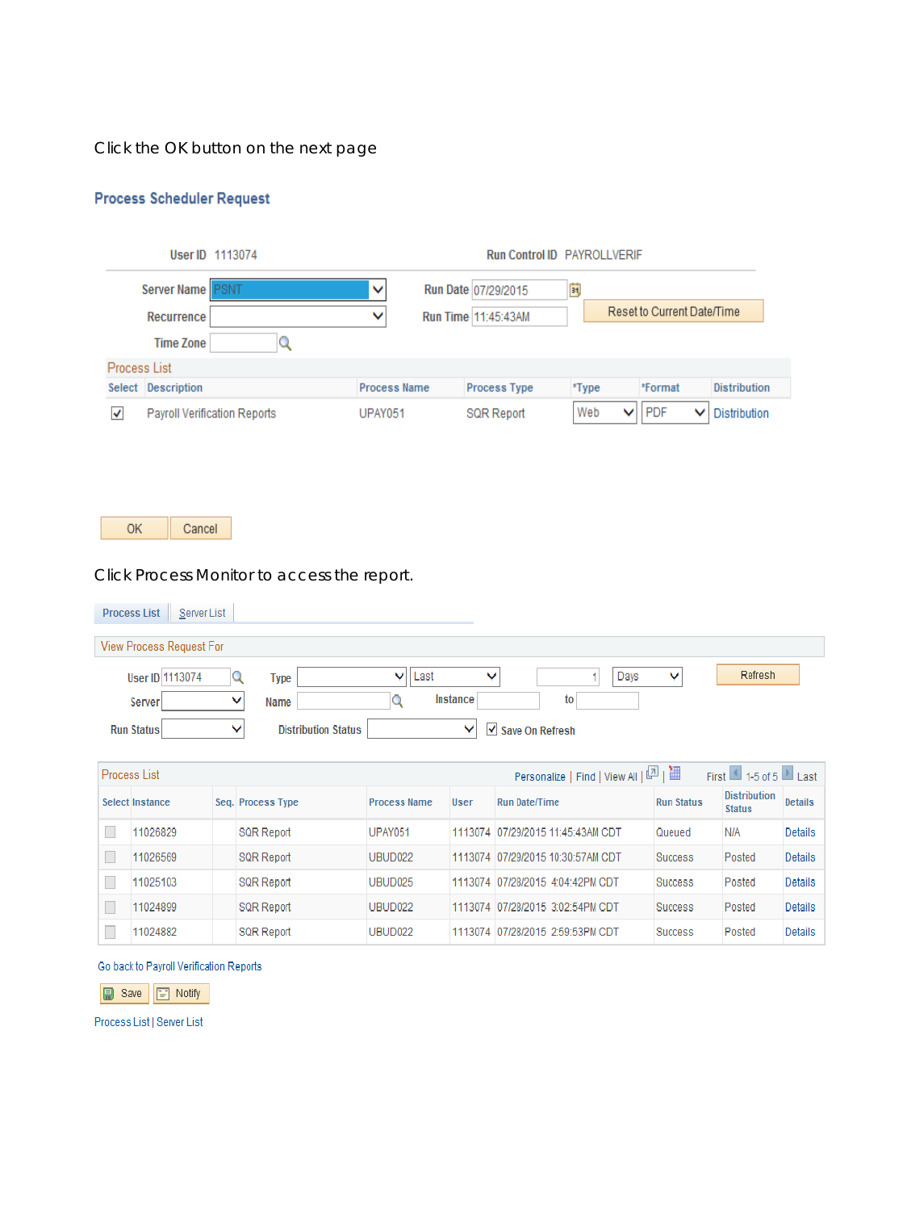Click the OK button on the next page

## Process Scheduler Request

User ID 1113074 Run Control ID PAYROLLVERIF

Server Name PSNT Run Date 07/29/2015

Recurrence Run Time 11:45:43AM Reset to Current Date/Time

Time Zone

Process List

| Select | Description | Process Name | Process Type | *Type | *Format | Distribution |
|---|---|---|---|---|---|---|
| ☑ | Payroll Verification Reports | UPAY051 | SQR Report | Web | PDF | Distribution |

OK Cancel

Click Process Monitor to access the report.

Process List | Server List

View Process Request For

User ID 1113074 Type Last Days Refresh

Server Name Instance to

Run Status Distribution Status ☑ Save On Refresh

Process List Personalize | Find | View All | First 1-5 of 5 Last

| Select | Instance | Seq. | Process Type | Process Name | User | Run Date/Time | Run Status | Distribution Status | Details |
|---|---|---|---|---|---|---|---|---|---|
| ☐ | 11026829 | | SQR Report | UPAY051 | 1113074 | 07/29/2015 11:45:43AM CDT | Queued | N/A | Details |
| ☐ | 11026569 | | SQR Report | UBUD022 | 1113074 | 07/29/2015 10:30:57AM CDT | Success | Posted | Details |
| ☐ | 11025103 | | SQR Report | UBUD025 | 1113074 | 07/28/2015 4:04:42PM CDT | Success | Posted | Details |
| ☐ | 11024899 | | SQR Report | UBUD022 | 1113074 | 07/28/2015 3:02:54PM CDT | Success | Posted | Details |
| ☐ | 11024882 | | SQR Report | UBUD022 | 1113074 | 07/28/2015 2:59:53PM CDT | Success | Posted | Details |

Go back to Payroll Verification Reports

Save Notify

Process List | Server List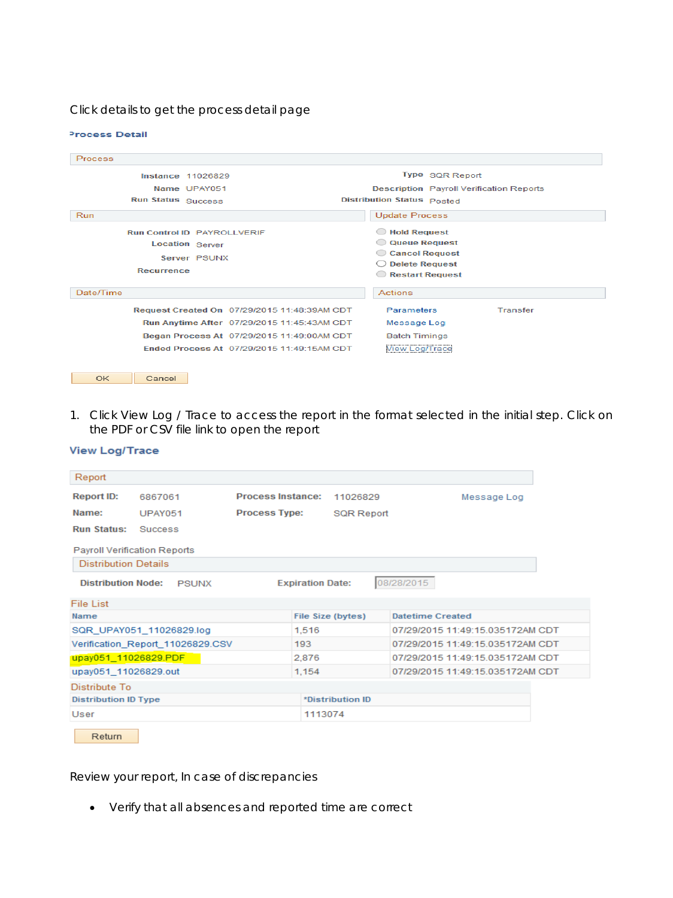Click details to get the process detail page

**Process Detail**

**Process**

| | | | |
|---|---|---|---|
| Instance | 11026829 | Type | SQR Report |
| Name | UPAY051 | Description | Payroll Verification Reports |
| Run Status | Success | Distribution Status | Posted |

**Run**

| | |
|---|---|
| Run Control ID | PAYROLLVERIF |
| Location | Server |
| Server | PSUNX |
| Recurrence | |

**Update Process**

- Hold Request
- Queue Request
- Cancel Request
- Delete Request
- Restart Request

**Date/Time**

| | |
|---|---|
| Request Created On | 07/29/2015 11:48:39AM CDT |
| Run Anytime After | 07/29/2015 11:45:43AM CDT |
| Began Process At | 07/29/2015 11:49:00AM CDT |
| Ended Process At | 07/29/2015 11:49:15AM CDT |

**Actions**

- Parameters
- Transfer
- Message Log
- Batch Timings
- View Log/Trace

OK | Cancel

1. Click View Log / Trace to access the report in the format selected in the initial step. Click on the PDF or CSV file link to open the report

**View Log/Trace**

**Report**

| | | | | |
|---|---|---|---|---|
| Report ID: | 6867061 | Process Instance: | 11026829 | Message Log |
| Name: | UPAY051 | Process Type: | SQR Report | |
| Run Status: | Success | | | |

Payroll Verification Reports

**Distribution Details**

| | | | |
|---|---|---|---|
| Distribution Node: | PSUNX | Expiration Date: | 08/28/2015 |

**File List**

| Name | File Size (bytes) | Datetime Created |
|---|---|---|
| SQR_UPAY051_11026829.log | 1,516 | 07/29/2015 11:49:15.035172AM CDT |
| Verification_Report_11026829.CSV | 193 | 07/29/2015 11:49:15.035172AM CDT |
| upay051_11026829.PDF | 2,876 | 07/29/2015 11:49:15.035172AM CDT |
| upay051_11026829.out | 1,154 | 07/29/2015 11:49:15.035172AM CDT |

**Distribute To**

| Distribution ID Type | *Distribution ID |
|---|---|
| User | 1113074 |

Return

Review your report, In case of discrepancies

- Verify that all absences and reported time are correct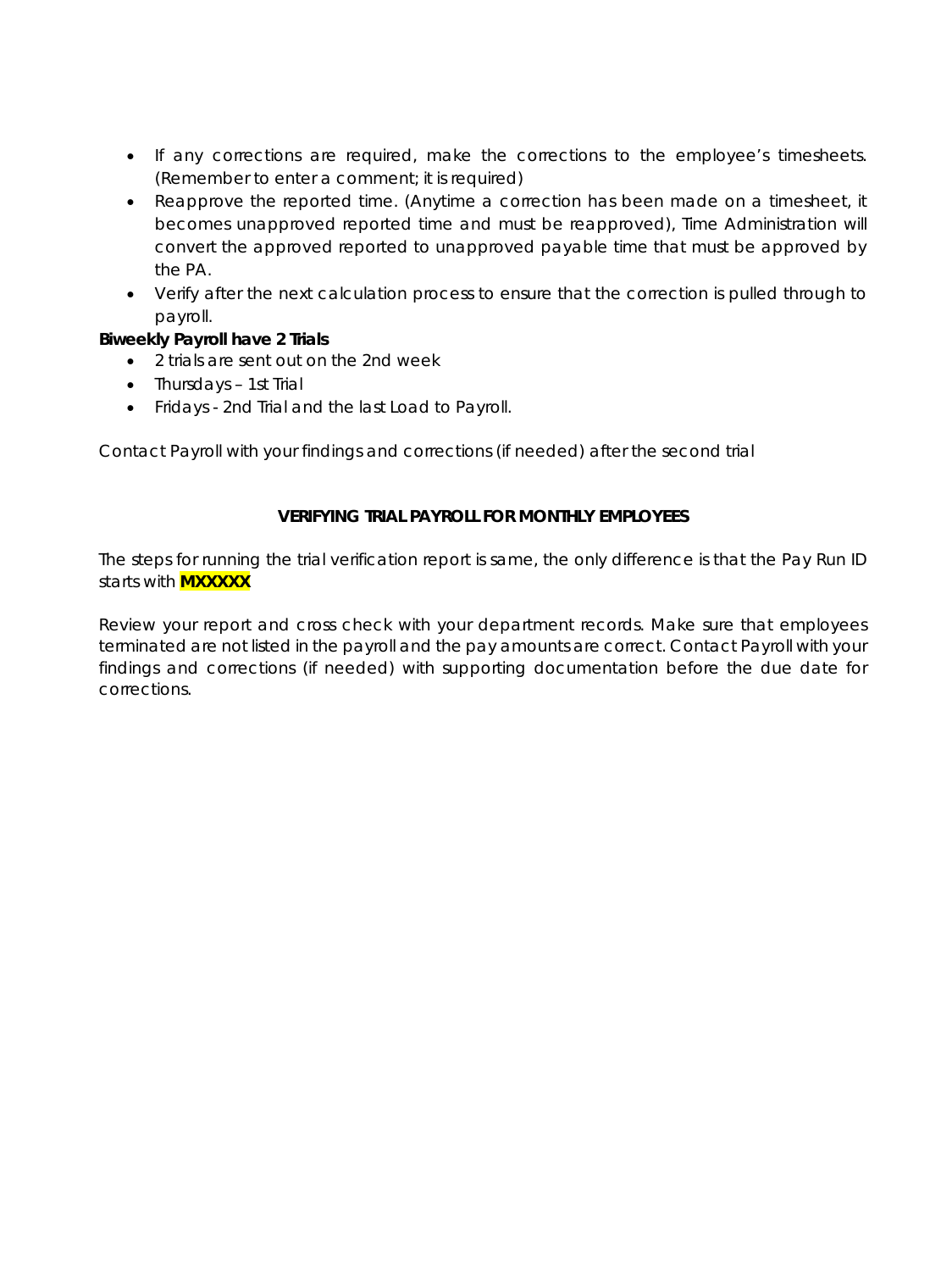- If any corrections are required, make the corrections to the employee's timesheets. (Remember to enter a comment; it is required)
- Reapprove the reported time. (Anytime a correction has been made on a timesheet, it becomes unapproved reported time and must be reapproved), Time Administration will convert the approved reported to unapproved payable time that must be approved by the PA.
- Verify after the next calculation process to ensure that the correction is pulled through to payroll.

**Biweekly Payroll have 2 Trials**

- 2 trials are sent out on the 2nd week
- Thursdays – 1st Trial
- Fridays - 2nd Trial and the last Load to Payroll.

Contact Payroll with your findings and corrections (if needed) after the second trial

**VERIFYING TRIAL PAYROLL FOR MONTHLY EMPLOYEES**

The steps for running the trial verification report is same, the only difference is that the Pay Run ID starts with **MXXXXX**

Review your report and cross check with your department records. Make sure that employees terminated are not listed in the payroll and the pay amounts are correct. Contact Payroll with your findings and corrections (if needed) with supporting documentation before the due date for corrections.